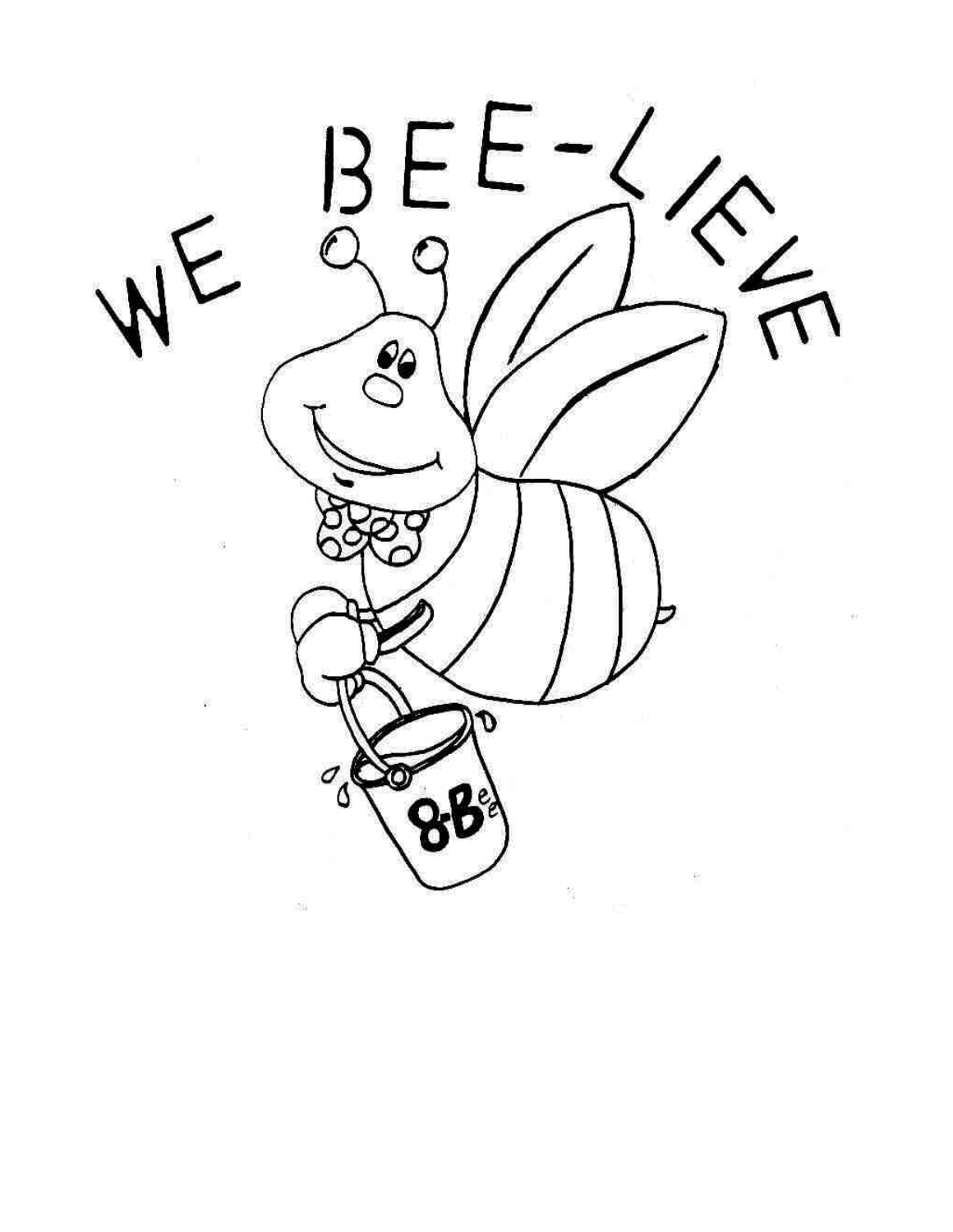WE BEE-LIEVE

8-Bee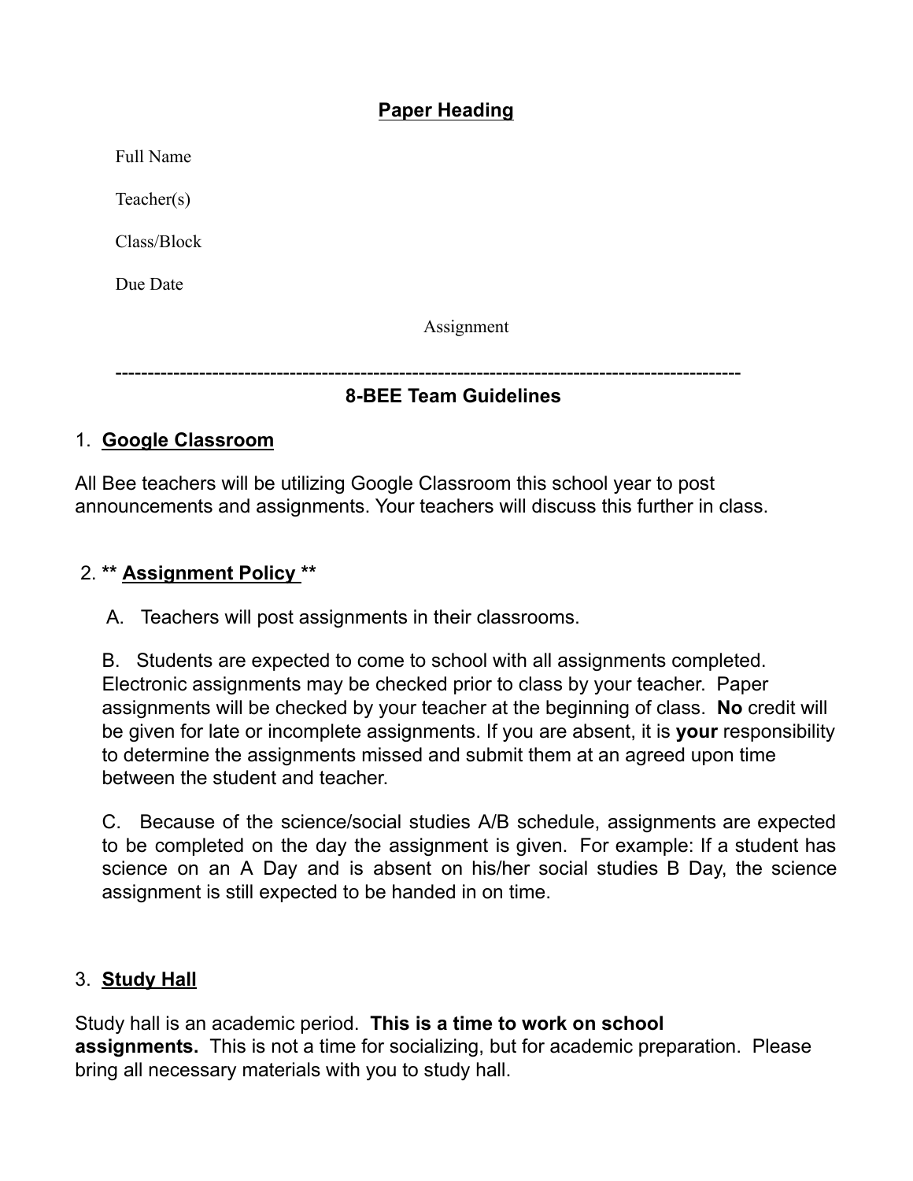## Paper Heading

Full Name

Teacher(s)

Class/Block

Due Date

Assignment

---

## 8-BEE Team Guidelines

1. **Google Classroom**

All Bee teachers will be utilizing Google Classroom this school year to post announcements and assignments. Your teachers will discuss this further in class.

2. ** **Assignment Policy** **

A. Teachers will post assignments in their classrooms.

B. Students are expected to come to school with all assignments completed. Electronic assignments may be checked prior to class by your teacher. Paper assignments will be checked by your teacher at the beginning of class. **No** credit will be given for late or incomplete assignments. If you are absent, it is **your** responsibility to determine the assignments missed and submit them at an agreed upon time between the student and teacher.

C. Because of the science/social studies A/B schedule, assignments are expected to be completed on the day the assignment is given. For example: If a student has science on an A Day and is absent on his/her social studies B Day, the science assignment is still expected to be handed in on time.

3. **Study Hall**

Study hall is an academic period. **This is a time to work on school assignments.** This is not a time for socializing, but for academic preparation. Please bring all necessary materials with you to study hall.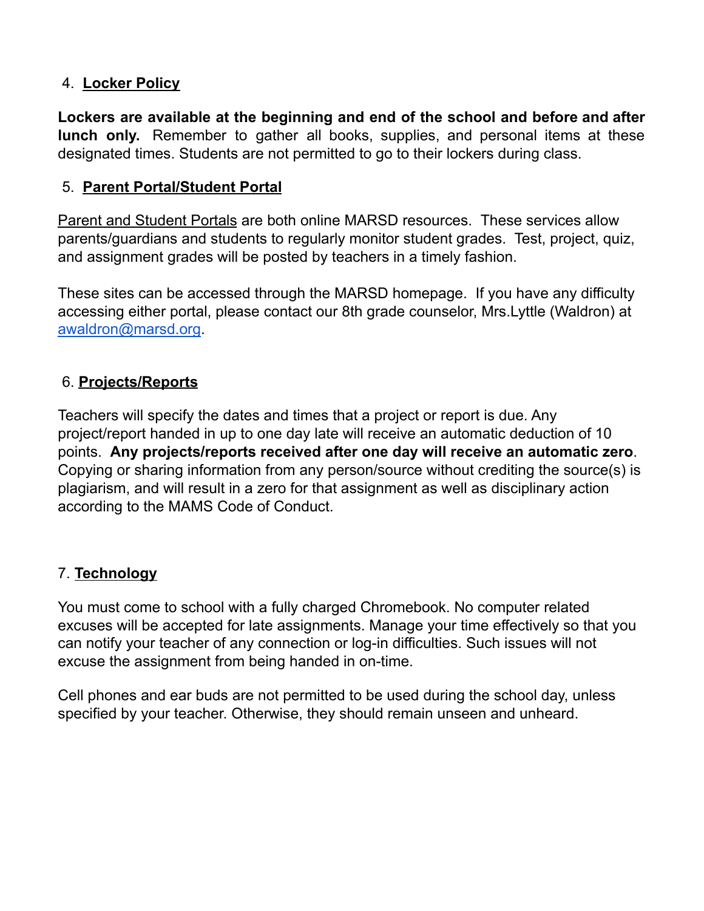4. **Locker Policy**

**Lockers are available at the beginning and end of the school and before and after lunch only.** Remember to gather all books, supplies, and personal items at these designated times. Students are not permitted to go to their lockers during class.

5. **Parent Portal/Student Portal**

Parent and Student Portals are both online MARSD resources. These services allow parents/guardians and students to regularly monitor student grades. Test, project, quiz, and assignment grades will be posted by teachers in a timely fashion.

These sites can be accessed through the MARSD homepage. If you have any difficulty accessing either portal, please contact our 8th grade counselor, Mrs.Lyttle (Waldron) at awaldron@marsd.org.

6. **Projects/Reports**

Teachers will specify the dates and times that a project or report is due. Any project/report handed in up to one day late will receive an automatic deduction of 10 points. **Any projects/reports received after one day will receive an automatic zero**. Copying or sharing information from any person/source without crediting the source(s) is plagiarism, and will result in a zero for that assignment as well as disciplinary action according to the MAMS Code of Conduct.

7. **Technology**

You must come to school with a fully charged Chromebook. No computer related excuses will be accepted for late assignments. Manage your time effectively so that you can notify your teacher of any connection or log-in difficulties. Such issues will not excuse the assignment from being handed in on-time.

Cell phones and ear buds are not permitted to be used during the school day, unless specified by your teacher. Otherwise, they should remain unseen and unheard.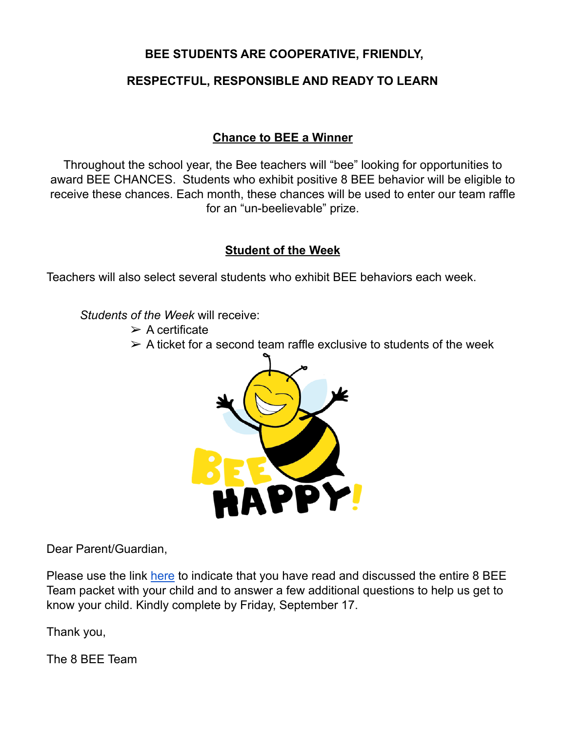**BEE STUDENTS ARE COOPERATIVE, FRIENDLY,**

**RESPECTFUL, RESPONSIBLE AND READY TO LEARN**

## Chance to BEE a Winner

Throughout the school year, the Bee teachers will "bee" looking for opportunities to award BEE CHANCES. Students who exhibit positive 8 BEE behavior will be eligible to receive these chances. Each month, these chances will be used to enter our team raffle for an "un-beelievable" prize.

## Student of the Week

Teachers will also select several students who exhibit BEE behaviors each week.

*Students of the Week* will receive:

- A certificate
- A ticket for a second team raffle exclusive to students of the week

BEE HAPPY!

Dear Parent/Guardian,

Please use the link here to indicate that you have read and discussed the entire 8 BEE Team packet with your child and to answer a few additional questions to help us get to know your child. Kindly complete by Friday, September 17.

Thank you,

The 8 BEE Team